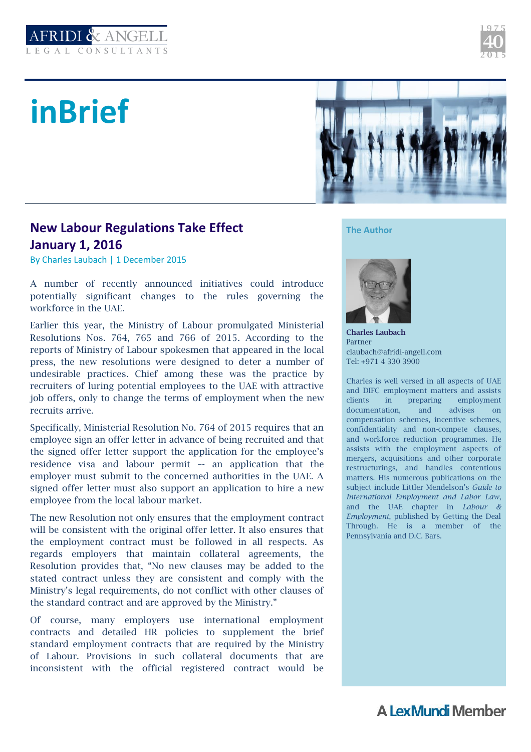AFRIDI & ANGELL
LEGAL CONSULTANTS

# inBrief

## New Labour Regulations Take Effect January 1, 2016

By Charles Laubach | 1 December 2015

A number of recently announced initiatives could introduce potentially significant changes to the rules governing the workforce in the UAE.

Earlier this year, the Ministry of Labour promulgated Ministerial Resolutions Nos. 764, 765 and 766 of 2015. According to the reports of Ministry of Labour spokesmen that appeared in the local press, the new resolutions were designed to deter a number of undesirable practices. Chief among these was the practice by recruiters of luring potential employees to the UAE with attractive job offers, only to change the terms of employment when the new recruits arrive.

Specifically, Ministerial Resolution No. 764 of 2015 requires that an employee sign an offer letter in advance of being recruited and that the signed offer letter support the application for the employee's residence visa and labour permit -- an application that the employer must submit to the concerned authorities in the UAE. A signed offer letter must also support an application to hire a new employee from the local labour market.

The new Resolution not only ensures that the employment contract will be consistent with the original offer letter. It also ensures that the employment contract must be followed in all respects. As regards employers that maintain collateral agreements, the Resolution provides that, "No new clauses may be added to the stated contract unless they are consistent and comply with the Ministry's legal requirements, do not conflict with other clauses of the standard contract and are approved by the Ministry."

Of course, many employers use international employment contracts and detailed HR policies to supplement the brief standard employment contracts that are required by the Ministry of Labour. Provisions in such collateral documents that are inconsistent with the official registered contract would be

### The Author

**Charles Laubach**
Partner
claubach@afridi-angell.com
Tel: +971 4 330 3900

Charles is well versed in all aspects of UAE and DIFC employment matters and assists clients in preparing employment documentation, and advises on compensation schemes, incentive schemes, confidentiality and non-compete clauses, and workforce reduction programmes. He assists with the employment aspects of mergers, acquisitions and other corporate restructurings, and handles contentious matters. His numerous publications on the subject include Littler Mendelson's *Guide to International Employment and Labor Law*, and the UAE chapter in *Labour & Employment*, published by Getting the Deal Through. He is a member of the Pennsylvania and D.C. Bars.

A LexMundi Member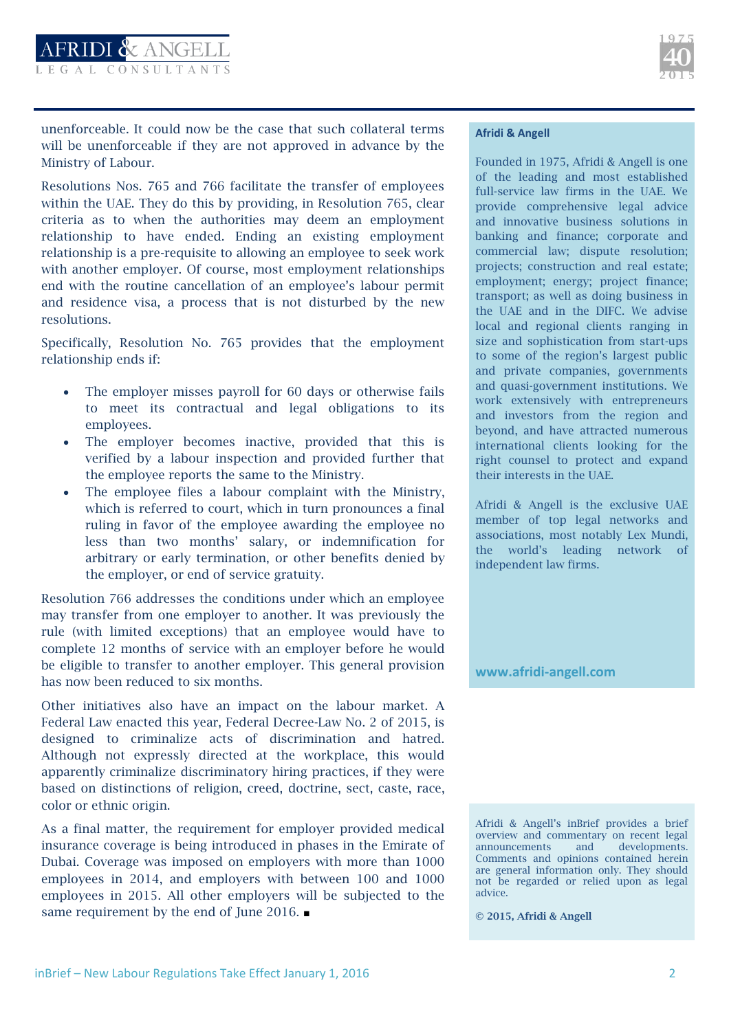unenforceable. It could now be the case that such collateral terms will be unenforceable if they are not approved in advance by the Ministry of Labour.

Resolutions Nos. 765 and 766 facilitate the transfer of employees within the UAE. They do this by providing, in Resolution 765, clear criteria as to when the authorities may deem an employment relationship to have ended. Ending an existing employment relationship is a pre-requisite to allowing an employee to seek work with another employer. Of course, most employment relationships end with the routine cancellation of an employee's labour permit and residence visa, a process that is not disturbed by the new resolutions.

Specifically, Resolution No. 765 provides that the employment relationship ends if:

- The employer misses payroll for 60 days or otherwise fails to meet its contractual and legal obligations to its employees.
- The employer becomes inactive, provided that this is verified by a labour inspection and provided further that the employee reports the same to the Ministry.
- The employee files a labour complaint with the Ministry, which is referred to court, which in turn pronounces a final ruling in favor of the employee awarding the employee no less than two months' salary, or indemnification for arbitrary or early termination, or other benefits denied by the employer, or end of service gratuity.

Resolution 766 addresses the conditions under which an employee may transfer from one employer to another. It was previously the rule (with limited exceptions) that an employee would have to complete 12 months of service with an employer before he would be eligible to transfer to another employer. This general provision has now been reduced to six months.

Other initiatives also have an impact on the labour market. A Federal Law enacted this year, Federal Decree-Law No. 2 of 2015, is designed to criminalize acts of discrimination and hatred. Although not expressly directed at the workplace, this would apparently criminalize discriminatory hiring practices, if they were based on distinctions of religion, creed, doctrine, sect, caste, race, color or ethnic origin.

As a final matter, the requirement for employer provided medical insurance coverage is being introduced in phases in the Emirate of Dubai. Coverage was imposed on employers with more than 1000 employees in 2014, and employers with between 100 and 1000 employees in 2015. All other employers will be subjected to the same requirement by the end of June 2016. ■

**Afridi & Angell**

Founded in 1975, Afridi & Angell is one of the leading and most established full-service law firms in the UAE. We provide comprehensive legal advice and innovative business solutions in banking and finance; corporate and commercial law; dispute resolution; projects; construction and real estate; employment; energy; project finance; transport; as well as doing business in the UAE and in the DIFC. We advise local and regional clients ranging in size and sophistication from start-ups to some of the region's largest public and private companies, governments and quasi-government institutions. We work extensively with entrepreneurs and investors from the region and beyond, and have attracted numerous international clients looking for the right counsel to protect and expand their interests in the UAE.

Afridi & Angell is the exclusive UAE member of top legal networks and associations, most notably Lex Mundi, the world's leading network of independent law firms.

**www.afridi-angell.com**

Afridi & Angell's inBrief provides a brief overview and commentary on recent legal announcements and developments. Comments and opinions contained herein are general information only. They should not be regarded or relied upon as legal advice.

**© 2015, Afridi & Angell**